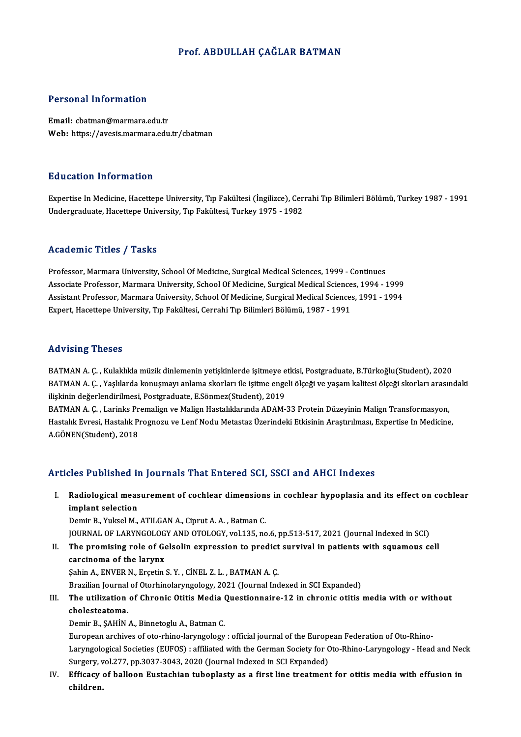# Prof. ABDULLAH ÇAĞLAR BATMAN

## Personal Information

**Email:** cbatman@marmara.edu.tr
**Web:** https://avesis.marmara.edu.tr/cbatman

## Education Information

Expertise In Medicine, Hacettepe University, Tıp Fakültesi (İngilizce), Cerrahi Tıp Bilimleri Bölümü, Turkey 1987 - 1991
Undergraduate, Hacettepe University, Tıp Fakültesi, Turkey 1975 - 1982

## Academic Titles / Tasks

Professor, Marmara University, School Of Medicine, Surgical Medical Sciences, 1999 - Continues
Associate Professor, Marmara University, School Of Medicine, Surgical Medical Sciences, 1994 - 1999
Assistant Professor, Marmara University, School Of Medicine, Surgical Medical Sciences, 1991 - 1994
Expert, Hacettepe University, Tıp Fakültesi, Cerrahi Tıp Bilimleri Bölümü, 1987 - 1991

## Advising Theses

BATMAN A. Ç. , Kulaklıkla müzik dinlemenin yetişkinlerde işitmeye etkisi, Postgraduate, B.Türkoğlu(Student), 2020
BATMAN A. Ç. , Yaşlılarda konuşmayı anlama skorları ile işitme engeli ölçeği ve yaşam kalitesi ölçeği skorları arasındaki ilişkinin değerlendirilmesi, Postgraduate, E.Sönmez(Student), 2019
BATMAN A. Ç. , Larinks Premalign ve Malign Hastalıklarında ADAM-33 Protein Düzeyinin Malign Transformasyon, Hastalık Evresi, Hastalık Prognozu ve Lenf Nodu Metastaz Üzerindeki Etkisinin Araştırılması, Expertise In Medicine, A.GÖNEN(Student), 2018

## Articles Published in Journals That Entered SCI, SSCI and AHCI Indexes

I. **Radiological measurement of cochlear dimensions in cochlear hypoplasia and its effect on cochlear implant selection**
Demir B., Yuksel M., ATILGAN A., Ciprut A. A. , Batman C.
JOURNAL OF LARYNGOLOGY AND OTOLOGY, vol.135, no.6, pp.513-517, 2021 (Journal Indexed in SCI)

II. **The promising role of Gelsolin expression to predict survival in patients with squamous cell carcinoma of the larynx**
Şahin A., ENVER N., Erçetin S. Y. , CİNEL Z. L. , BATMAN A. Ç.
Brazilian Journal of Otorhinolaryngology, 2021 (Journal Indexed in SCI Expanded)

III. **The utilization of Chronic Otitis Media Questionnaire-12 in chronic otitis media with or without cholesteatoma.**
Demir B., ŞAHİN A., Binnetoglu A., Batman C.
European archives of oto-rhino-laryngology : official journal of the European Federation of Oto-Rhino-Laryngological Societies (EUFOS) : affiliated with the German Society for Oto-Rhino-Laryngology - Head and Neck Surgery, vol.277, pp.3037-3043, 2020 (Journal Indexed in SCI Expanded)

IV. **Efficacy of balloon Eustachian tuboplasty as a first line treatment for otitis media with effusion in children.**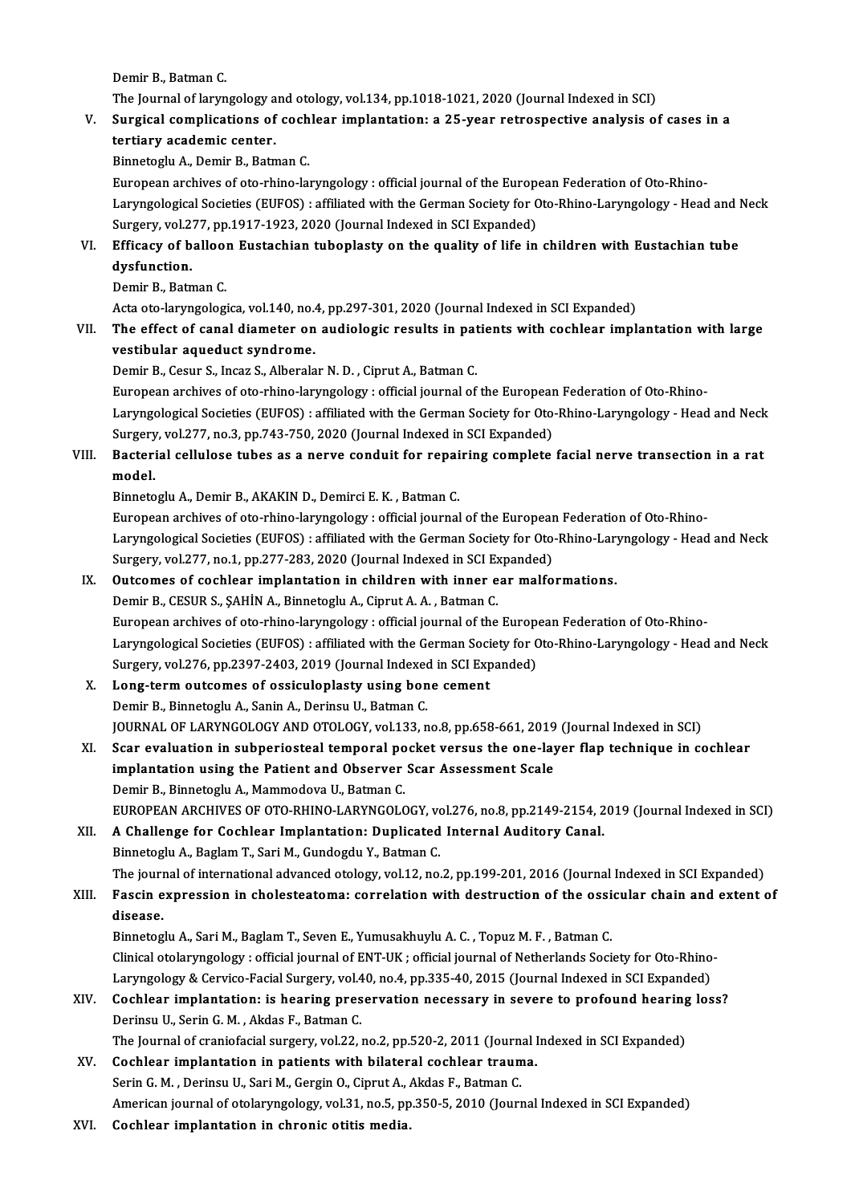Demir B., Batman C.
The Journal of laryngology and otology, vol.134, pp.1018-1021, 2020 (Journal Indexed in SCI)

V. **Surgical complications of cochlear implantation: a 25-year retrospective analysis of cases in a tertiary academic center.**
Binnetoglu A., Demir B., Batman C.
European archives of oto-rhino-laryngology : official journal of the European Federation of Oto-Rhino-Laryngological Societies (EUFOS) : affiliated with the German Society for Oto-Rhino-Laryngology - Head and Neck Surgery, vol.277, pp.1917-1923, 2020 (Journal Indexed in SCI Expanded)

VI. **Efficacy of balloon Eustachian tuboplasty on the quality of life in children with Eustachian tube dysfunction.**
Demir B., Batman C.
Acta oto-laryngologica, vol.140, no.4, pp.297-301, 2020 (Journal Indexed in SCI Expanded)

VII. **The effect of canal diameter on audiologic results in patients with cochlear implantation with large vestibular aqueduct syndrome.**
Demir B., Cesur S., Incaz S., Alberalar N. D. , Ciprut A., Batman C.
European archives of oto-rhino-laryngology : official journal of the European Federation of Oto-Rhino-Laryngological Societies (EUFOS) : affiliated with the German Society for Oto-Rhino-Laryngology - Head and Neck Surgery, vol.277, no.3, pp.743-750, 2020 (Journal Indexed in SCI Expanded)

VIII. **Bacterial cellulose tubes as a nerve conduit for repairing complete facial nerve transection in a rat model.**
Binnetoglu A., Demir B., AKAKIN D., Demirci E. K. , Batman C.
European archives of oto-rhino-laryngology : official journal of the European Federation of Oto-Rhino-Laryngological Societies (EUFOS) : affiliated with the German Society for Oto-Rhino-Laryngology - Head and Neck Surgery, vol.277, no.1, pp.277-283, 2020 (Journal Indexed in SCI Expanded)

IX. **Outcomes of cochlear implantation in children with inner ear malformations.**
Demir B., CESUR S., ŞAHİN A., Binnetoglu A., Ciprut A. A. , Batman C.
European archives of oto-rhino-laryngology : official journal of the European Federation of Oto-Rhino-Laryngological Societies (EUFOS) : affiliated with the German Society for Oto-Rhino-Laryngology - Head and Neck Surgery, vol.276, pp.2397-2403, 2019 (Journal Indexed in SCI Expanded)

X. **Long-term outcomes of ossiculoplasty using bone cement**
Demir B., Binnetoglu A., Sanin A., Derinsu U., Batman C.
JOURNAL OF LARYNGOLOGY AND OTOLOGY, vol.133, no.8, pp.658-661, 2019 (Journal Indexed in SCI)

XI. **Scar evaluation in subperiosteal temporal pocket versus the one-layer flap technique in cochlear implantation using the Patient and Observer Scar Assessment Scale**
Demir B., Binnetoglu A., Mammodova U., Batman C.
EUROPEAN ARCHIVES OF OTO-RHINO-LARYNGOLOGY, vol.276, no.8, pp.2149-2154, 2019 (Journal Indexed in SCI)

XII. **A Challenge for Cochlear Implantation: Duplicated Internal Auditory Canal.**
Binnetoglu A., Baglam T., Sari M., Gundogdu Y., Batman C.
The journal of international advanced otology, vol.12, no.2, pp.199-201, 2016 (Journal Indexed in SCI Expanded)

XIII. **Fascin expression in cholesteatoma: correlation with destruction of the ossicular chain and extent of disease.**
Binnetoglu A., Sari M., Baglam T., Seven E., Yumusakhuylu A. C. , Topuz M. F. , Batman C.
Clinical otolaryngology : official journal of ENT-UK ; official journal of Netherlands Society for Oto-Rhino-Laryngology & Cervico-Facial Surgery, vol.40, no.4, pp.335-40, 2015 (Journal Indexed in SCI Expanded)

XIV. **Cochlear implantation: is hearing preservation necessary in severe to profound hearing loss?**
Derinsu U., Serin G. M. , Akdas F., Batman C.
The Journal of craniofacial surgery, vol.22, no.2, pp.520-2, 2011 (Journal Indexed in SCI Expanded)

XV. **Cochlear implantation in patients with bilateral cochlear trauma.**
Serin G. M. , Derinsu U., Sari M., Gergin O., Ciprut A., Akdas F., Batman C.
American journal of otolaryngology, vol.31, no.5, pp.350-5, 2010 (Journal Indexed in SCI Expanded)

XVI. **Cochlear implantation in chronic otitis media.**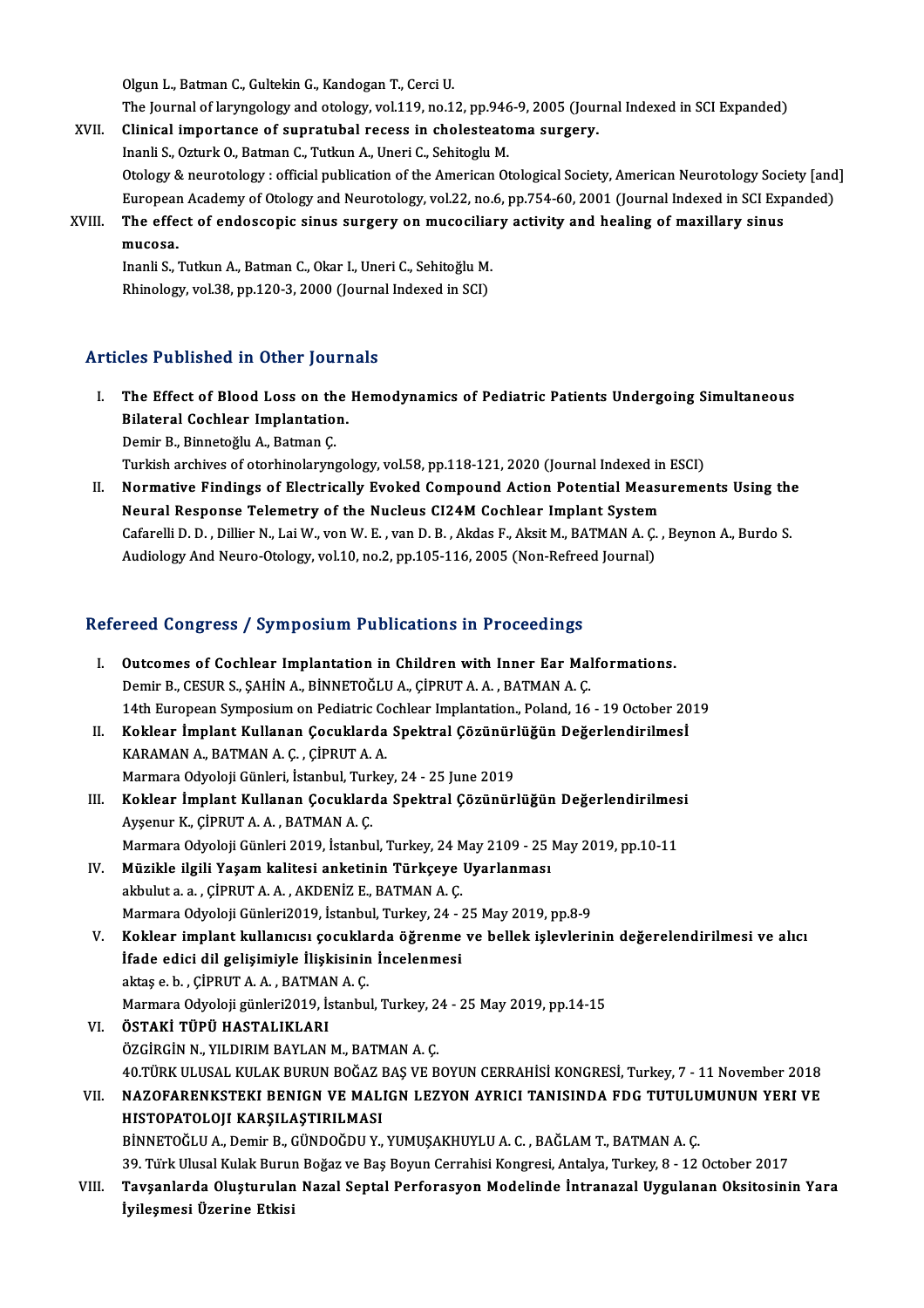Olgun L., Batman C., Gultekin G., Kandogan T., Cerci U.
The Journal of laryngology and otology, vol.119, no.12, pp.946-9, 2005 (Journal Indexed in SCI Expanded)

XVII. **Clinical importance of supratubal recess in cholesteatoma surgery.**
Inanli S., Ozturk O., Batman C., Tutkun A., Uneri C., Sehitoglu M.
Otology & neurotology : official publication of the American Otological Society, American Neurotology Society [and] European Academy of Otology and Neurotology, vol.22, no.6, pp.754-60, 2001 (Journal Indexed in SCI Expanded)

XVIII. **The effect of endoscopic sinus surgery on mucociliary activity and healing of maxillary sinus mucosa.**
Inanli S., Tutkun A., Batman C., Okar I., Uneri C., Sehitoğlu M.
Rhinology, vol.38, pp.120-3, 2000 (Journal Indexed in SCI)

## Articles Published in Other Journals

I. **The Effect of Blood Loss on the Hemodynamics of Pediatric Patients Undergoing Simultaneous Bilateral Cochlear Implantation.**
Demir B., Binnetoğlu A., Batman Ç.
Turkish archives of otorhinolaryngology, vol.58, pp.118-121, 2020 (Journal Indexed in ESCI)

II. **Normative Findings of Electrically Evoked Compound Action Potential Measurements Using the Neural Response Telemetry of the Nucleus CI24M Cochlear Implant System**
Cafarelli D. D. , Dillier N., Lai W., von W. E. , van D. B. , Akdas F., Aksit M., BATMAN A. Ç. , Beynon A., Burdo S.
Audiology And Neuro-Otology, vol.10, no.2, pp.105-116, 2005 (Non-Refreed Journal)

## Refereed Congress / Symposium Publications in Proceedings

I. **Outcomes of Cochlear Implantation in Children with Inner Ear Malformations.**
Demir B., CESUR S., ŞAHİN A., BİNNETOĞLU A., ÇİPRUT A. A. , BATMAN A. Ç.
14th European Symposium on Pediatric Cochlear Implantation., Poland, 16 - 19 October 2019

II. **Koklear İmplant Kullanan Çocuklarda Spektral Çözünürlüğün Değerlendirilmesİ**
KARAMAN A., BATMAN A. Ç. , ÇİPRUT A. A.
Marmara Odyoloji Günleri, İstanbul, Turkey, 24 - 25 June 2019

III. **Koklear İmplant Kullanan Çocuklarda Spektral Çözünürlüğün Değerlendirilmesi**
Ayşenur K., ÇİPRUT A. A. , BATMAN A. Ç.
Marmara Odyoloji Günleri 2019, İstanbul, Turkey, 24 May 2109 - 25 May 2019, pp.10-11

IV. **Müzikle ilgili Yaşam kalitesi anketinin Türkçeye Uyarlanması**
akbulut a. a. , ÇİPRUT A. A. , AKDENİZ E., BATMAN A. Ç.
Marmara Odyoloji Günleri2019, İstanbul, Turkey, 24 - 25 May 2019, pp.8-9

V. **Koklear implant kullanıcısı çocuklarda öğrenme ve bellek işlevlerinin değerelendirilmesi ve alıcı İfade edici dil gelişimiyle İlişkisinin İncelenmesi**
aktaş e. b. , ÇİPRUT A. A. , BATMAN A. Ç.
Marmara Odyoloji günleri2019, İstanbul, Turkey, 24 - 25 May 2019, pp.14-15

VI. **ÖSTAKİ TÜPÜ HASTALIKLARI**
ÖZGİRGİN N., YILDIRIM BAYLAN M., BATMAN A. Ç.
40.TÜRK ULUSAL KULAK BURUN BOĞAZ BAŞ VE BOYUN CERRAHİSİ KONGRESİ, Turkey, 7 - 11 November 2018

VII. **NAZOFARENKSTEKI BENIGN VE MALIGN LEZYON AYRICI TANISINDA FDG TUTULUMUNUN YERI VE HISTOPATOLOJI KARŞILAŞTIRILMASI**
BİNNETOĞLU A., Demir B., GÜNDOĞDU Y., YUMUŞAKHUYLU A. C. , BAĞLAM T., BATMAN A. Ç.
39. Türk Ulusal Kulak Burun Boğaz ve Baş Boyun Cerrahisi Kongresi, Antalya, Turkey, 8 - 12 October 2017

VIII. **Tavşanlarda Oluşturulan Nazal Septal Perforasyon Modelinde İntranazal Uygulanan Oksitosinin Yara İyileşmesi Üzerine Etkisi**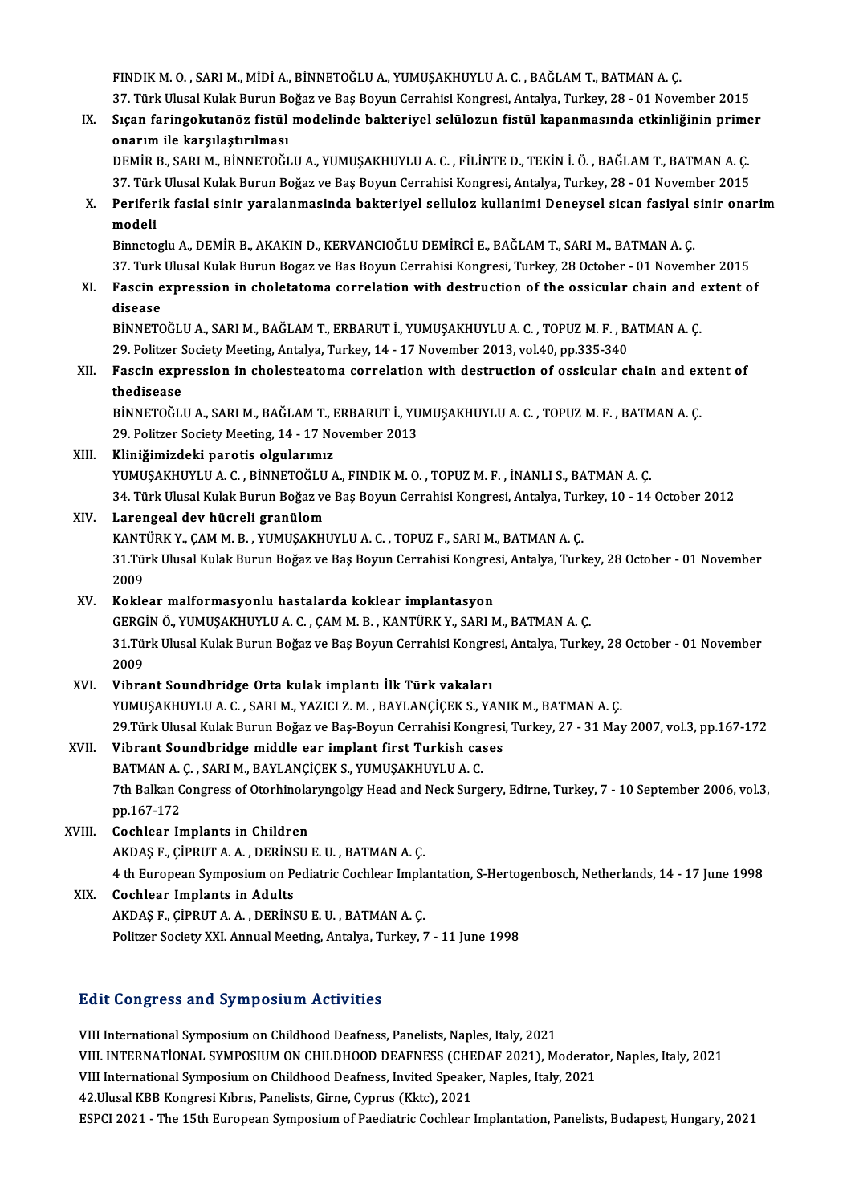FINDIK M. O. , SARI M., MİDİ A., BİNNETOĞLU A., YUMUŞAKHUYLU A. C. , BAĞLAM T., BATMAN A. Ç.
37. Türk Ulusal Kulak Burun Boğaz ve Baş Boyun Cerrahisi Kongresi, Antalya, Turkey, 28 - 01 November 2015

IX. **Sıçan faringokutanöz fistül modelinde bakteriyel selülozun fistül kapanmasında etkinliğinin primer onarım ile karşılaştırılması**
DEMİR B., SARI M., BİNNETOĞLU A., YUMUŞAKHUYLU A. C. , FİLİNTE D., TEKİN İ. Ö. , BAĞLAM T., BATMAN A. Ç.
37. Türk Ulusal Kulak Burun Boğaz ve Baş Boyun Cerrahisi Kongresi, Antalya, Turkey, 28 - 01 November 2015

X. **Periferik fasial sinir yaralanmasinda bakteriyel selluloz kullanimi Deneysel sican fasiyal sinir onarim modeli**
Binnetoglu A., DEMİR B., AKAKIN D., KERVANCIOĞLU DEMİRCİ E., BAĞLAM T., SARI M., BATMAN A. Ç.
37. Turk Ulusal Kulak Burun Bogaz ve Bas Boyun Cerrahisi Kongresi, Turkey, 28 October - 01 November 2015

XI. **Fascin expression in choletatoma correlation with destruction of the ossicular chain and extent of disease**
BİNNETOĞLU A., SARI M., BAĞLAM T., ERBARUT İ., YUMUŞAKHUYLU A. C. , TOPUZ M. F. , BATMAN A. Ç.
29. Politzer Society Meeting, Antalya, Turkey, 14 - 17 November 2013, vol.40, pp.335-340

XII. **Fascin expression in cholesteatoma correlation with destruction of ossicular chain and extent of thedisease**
BİNNETOĞLU A., SARI M., BAĞLAM T., ERBARUT İ., YUMUŞAKHUYLU A. C. , TOPUZ M. F. , BATMAN A. Ç.
29. Politzer Society Meeting, 14 - 17 November 2013

XIII. **Kliniğimizdeki parotis olgularımız**
YUMUŞAKHUYLU A. C. , BİNNETOĞLU A., FINDIK M. O. , TOPUZ M. F. , İNANLI S., BATMAN A. Ç.
34. Türk Ulusal Kulak Burun Boğaz ve Baş Boyun Cerrahisi Kongresi, Antalya, Turkey, 10 - 14 October 2012

XIV. **Larengeal dev hücreli granülom**
KANTÜRK Y., ÇAM M. B. , YUMUŞAKHUYLU A. C. , TOPUZ F., SARI M., BATMAN A. Ç.
31.Türk Ulusal Kulak Burun Boğaz ve Baş Boyun Cerrahisi Kongresi, Antalya, Turkey, 28 October - 01 November 2009

XV. **Koklear malformasyonlu hastalarda koklear implantasyon**
GERGİN Ö., YUMUŞAKHUYLU A. C. , ÇAM M. B. , KANTÜRK Y., SARI M., BATMAN A. Ç.
31.Türk Ulusal Kulak Burun Boğaz ve Baş Boyun Cerrahisi Kongresi, Antalya, Turkey, 28 October - 01 November 2009

XVI. **Vibrant Soundbridge Orta kulak implantı İlk Türk vakaları**
YUMUŞAKHUYLU A. C. , SARI M., YAZICI Z. M. , BAYLANÇİÇEK S., YANIK M., BATMAN A. Ç.
29.Türk Ulusal Kulak Burun Boğaz ve Baş-Boyun Cerrahisi Kongresi, Turkey, 27 - 31 May 2007, vol.3, pp.167-172

XVII. **Vibrant Soundbridge middle ear implant first Turkish cases**
BATMAN A. Ç. , SARI M., BAYLANÇİÇEK S., YUMUŞAKHUYLU A. C.
7th Balkan Congress of Otorhinolaryngolgy Head and Neck Surgery, Edirne, Turkey, 7 - 10 September 2006, vol.3, pp.167-172

XVIII. **Cochlear Implants in Children**
AKDAŞ F., ÇİPRUT A. A. , DERİNSU E. U. , BATMAN A. Ç.
4 th European Symposium on Pediatric Cochlear Implantation, S-Hertogenbosch, Netherlands, 14 - 17 June 1998

XIX. **Cochlear Implants in Adults**
AKDAŞ F., ÇİPRUT A. A. , DERİNSU E. U. , BATMAN A. Ç.
Politzer Society XXI. Annual Meeting, Antalya, Turkey, 7 - 11 June 1998

## Edit Congress and Symposium Activities

VIII International Symposium on Childhood Deafness, Panelists, Naples, Italy, 2021
VIII. INTERNATİONAL SYMPOSIUM ON CHILDHOOD DEAFNESS (CHEDAF 2021), Moderator, Naples, Italy, 2021
VIII International Symposium on Childhood Deafness, Invited Speaker, Naples, Italy, 2021
42.Ulusal KBB Kongresi Kıbrıs, Panelists, Girne, Cyprus (Kktc), 2021
ESPCI 2021 - The 15th European Symposium of Paediatric Cochlear Implantation, Panelists, Budapest, Hungary, 2021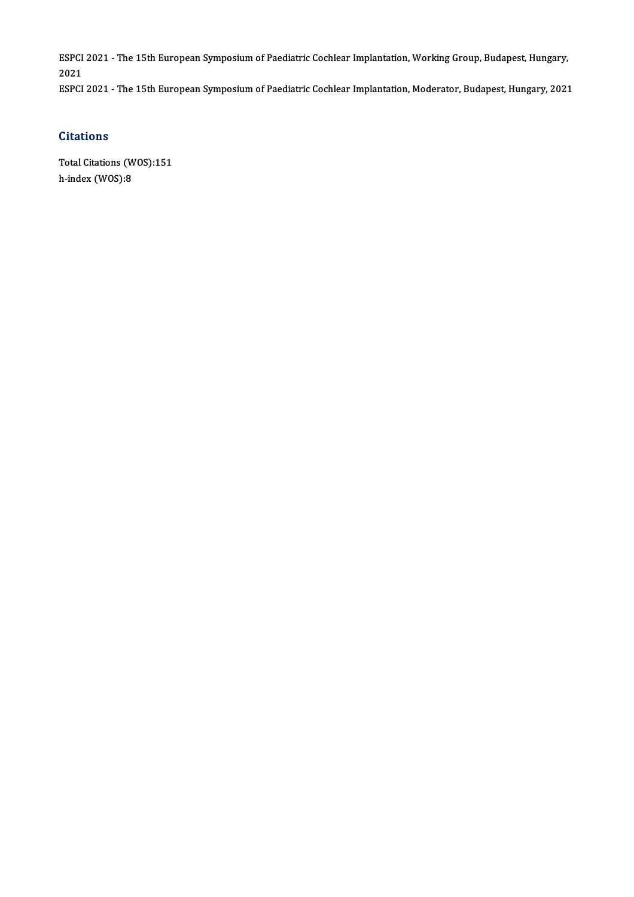ESPCI 2021 - The 15th European Symposium of Paediatric Cochlear Implantation, Working Group, Budapest, Hungary, 2021

ESPCI 2021 - The 15th European Symposium of Paediatric Cochlear Implantation, Moderator, Budapest, Hungary, 2021

## Citations

Total Citations (WOS):151

h-index (WOS):8